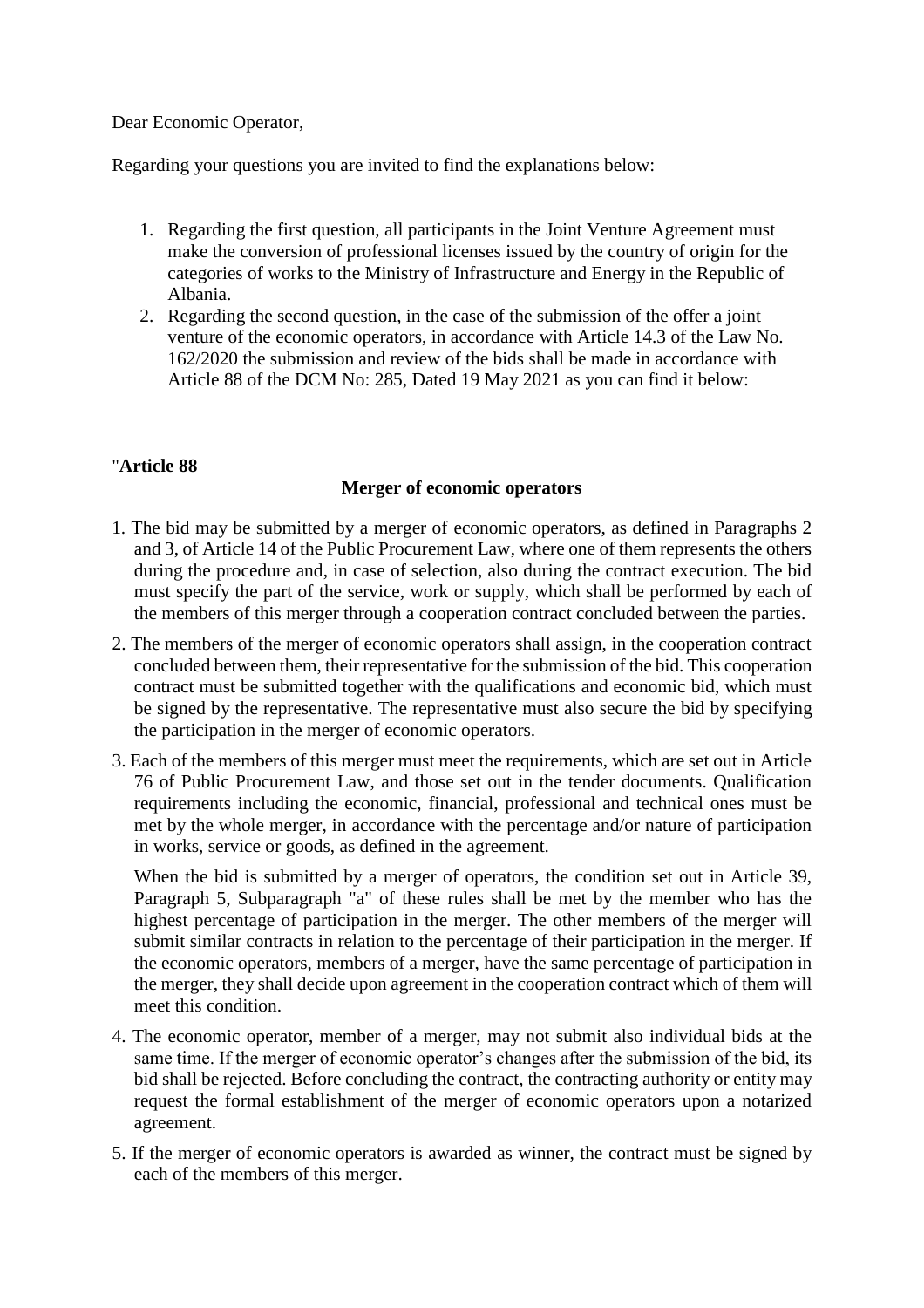Dear Economic Operator,

Regarding your questions you are invited to find the explanations below:

1. Regarding the first question, all participants in the Joint Venture Agreement must make the conversion of professional licenses issued by the country of origin for the categories of works to the Ministry of Infrastructure and Energy in the Republic of Albania.
2. Regarding the second question, in the case of the submission of the offer a joint venture of the economic operators, in accordance with Article 14.3 of the Law No. 162/2020 the submission and review of the bids shall be made in accordance with Article 88 of the DCM No: 285, Dated 19 May 2021 as you can find it below:

"**Article 88**

**Merger of economic operators**

1. The bid may be submitted by a merger of economic operators, as defined in Paragraphs 2 and 3, of Article 14 of the Public Procurement Law, where one of them represents the others during the procedure and, in case of selection, also during the contract execution. The bid must specify the part of the service, work or supply, which shall be performed by each of the members of this merger through a cooperation contract concluded between the parties.
2. The members of the merger of economic operators shall assign, in the cooperation contract concluded between them, their representative for the submission of the bid. This cooperation contract must be submitted together with the qualifications and economic bid, which must be signed by the representative. The representative must also secure the bid by specifying the participation in the merger of economic operators.
3. Each of the members of this merger must meet the requirements, which are set out in Article 76 of Public Procurement Law, and those set out in the tender documents. Qualification requirements including the economic, financial, professional and technical ones must be met by the whole merger, in accordance with the percentage and/or nature of participation in works, service or goods, as defined in the agreement.

   When the bid is submitted by a merger of operators, the condition set out in Article 39, Paragraph 5, Subparagraph "a" of these rules shall be met by the member who has the highest percentage of participation in the merger. The other members of the merger will submit similar contracts in relation to the percentage of their participation in the merger. If the economic operators, members of a merger, have the same percentage of participation in the merger, they shall decide upon agreement in the cooperation contract which of them will meet this condition.
4. The economic operator, member of a merger, may not submit also individual bids at the same time. If the merger of economic operator's changes after the submission of the bid, its bid shall be rejected. Before concluding the contract, the contracting authority or entity may request the formal establishment of the merger of economic operators upon a notarized agreement.
5. If the merger of economic operators is awarded as winner, the contract must be signed by each of the members of this merger.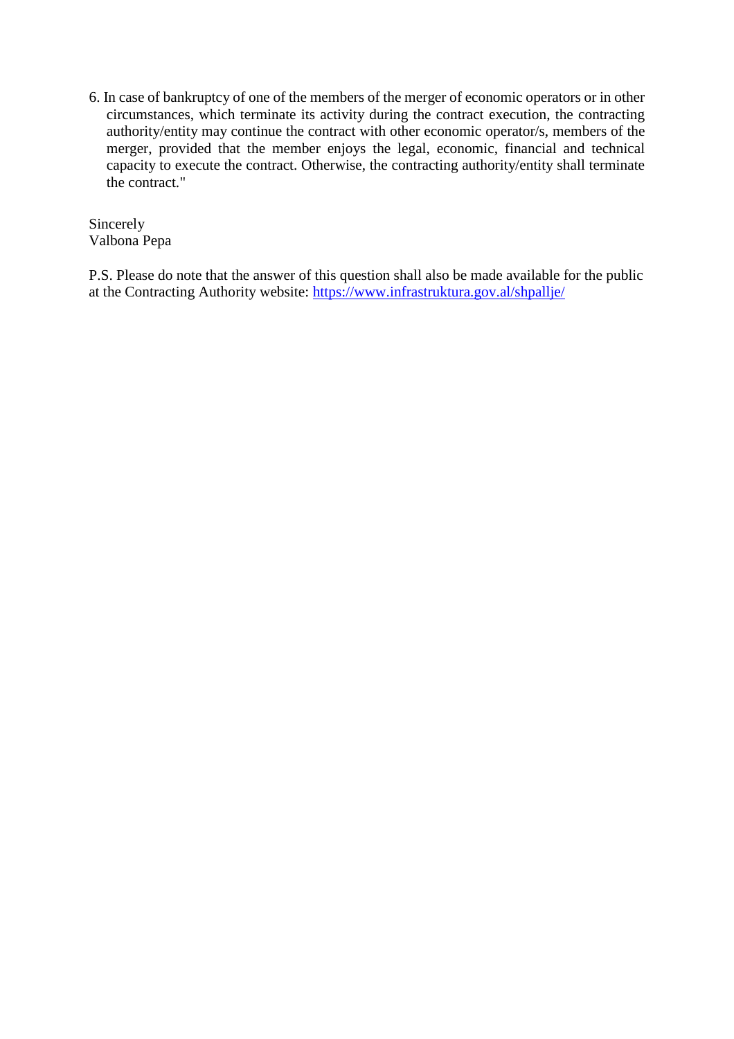6. In case of bankruptcy of one of the members of the merger of economic operators or in other circumstances, which terminate its activity during the contract execution, the contracting authority/entity may continue the contract with other economic operator/s, members of the merger, provided that the member enjoys the legal, economic, financial and technical capacity to execute the contract. Otherwise, the contracting authority/entity shall terminate the contract."

Sincerely
Valbona Pepa

P.S. Please do note that the answer of this question shall also be made available for the public at the Contracting Authority website: https://www.infrastruktura.gov.al/shpallje/